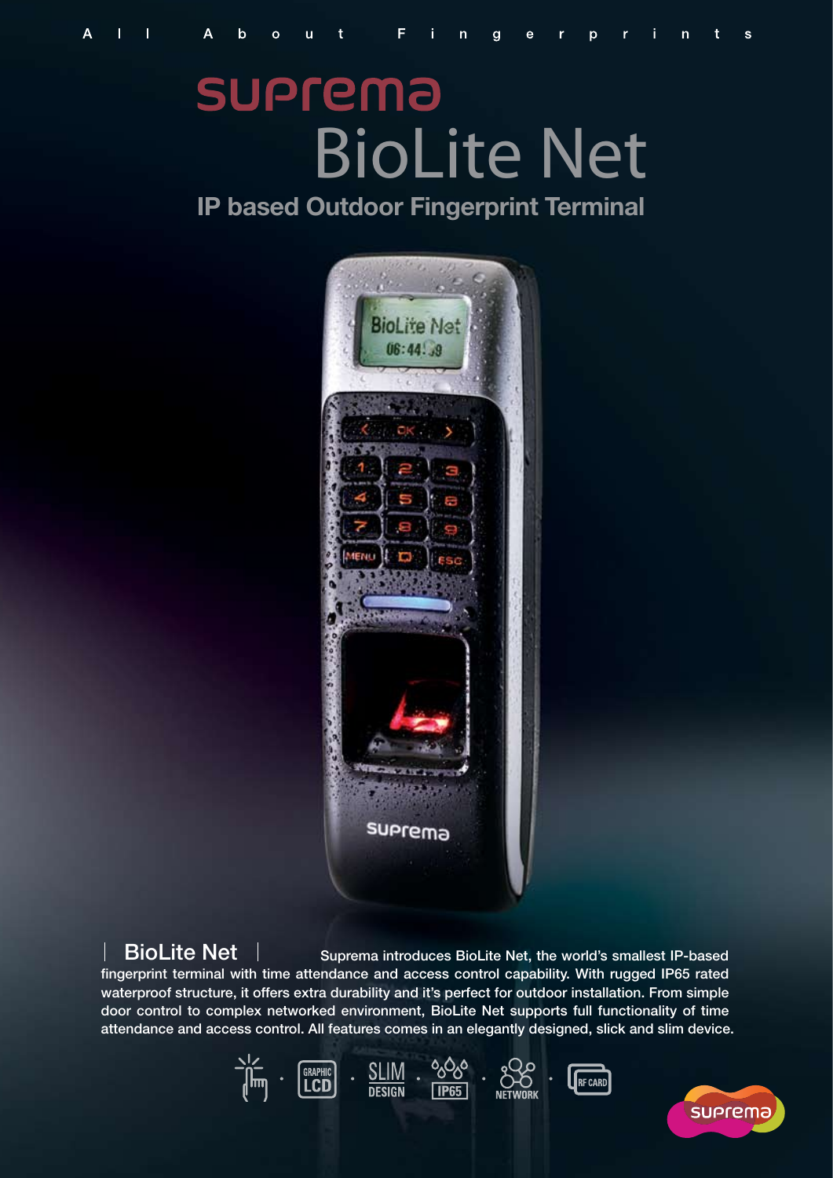All About Fingerprints

# suprema

# BioLite Net

## IP based Outdoor Fingerprint Terminal

**BioLite Net** Suprema introduces BioLite Net, the world's smallest IP-based fingerprint terminal with time attendance and access control capability. With rugged IP65 rated waterproof structure, it offers extra durability and it's perfect for outdoor installation. From simple door control to complex networked environment, BioLite Net supports full functionality of time attendance and access control. All features comes in an elegantly designed, slick and slim device.

GRAPHIC LCD · SLIM DESIGN · IP65 · NETWORK · RF CARD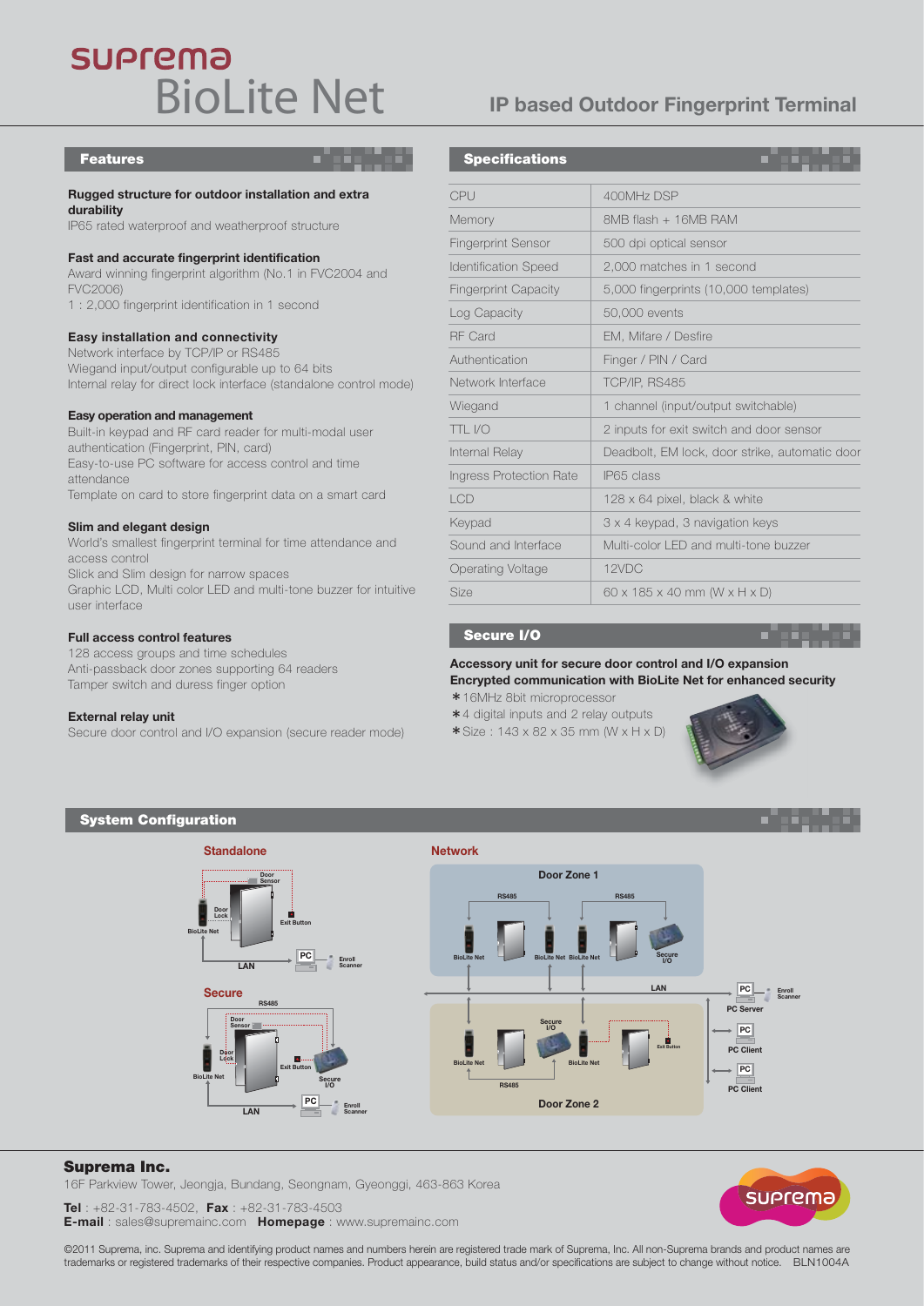# suprema BioLite Net

## IP based Outdoor Fingerprint Terminal

### Features

**Rugged structure for outdoor installation and extra durability**
IP65 rated waterproof and weatherproof structure

**Fast and accurate fingerprint identification**
Award winning fingerprint algorithm (No.1 in FVC2004 and FVC2006)
1 : 2,000 fingerprint identification in 1 second

**Easy installation and connectivity**
Network interface by TCP/IP or RS485
Wiegand input/output configurable up to 64 bits
Internal relay for direct lock interface (standalone control mode)

**Easy operation and management**
Built-in keypad and RF card reader for multi-modal user authentication (Fingerprint, PIN, card)
Easy-to-use PC software for access control and time attendance
Template on card to store fingerprint data on a smart card

**Slim and elegant design**
World's smallest fingerprint terminal for time attendance and access control
Slick and Slim design for narrow spaces
Graphic LCD, Multi color LED and multi-tone buzzer for intuitive user interface

**Full access control features**
128 access groups and time schedules
Anti-passback door zones supporting 64 readers
Tamper switch and duress finger option

**External relay unit**
Secure door control and I/O expansion (secure reader mode)

### Specifications

| | |
|---|---|
| CPU | 400MHz DSP |
| Memory | 8MB flash + 16MB RAM |
| Fingerprint Sensor | 500 dpi optical sensor |
| Identification Speed | 2,000 matches in 1 second |
| Fingerprint Capacity | 5,000 fingerprints (10,000 templates) |
| Log Capacity | 50,000 events |
| RF Card | EM, Mifare / Desfire |
| Authentication | Finger / PIN / Card |
| Network Interface | TCP/IP, RS485 |
| Wiegand | 1 channel (input/output switchable) |
| TTL I/O | 2 inputs for exit switch and door sensor |
| Internal Relay | Deadbolt, EM lock, door strike, automatic door |
| Ingress Protection Rate | IP65 class |
| LCD | 128 x 64 pixel, black & white |
| Keypad | 3 x 4 keypad, 3 navigation keys |
| Sound and Interface | Multi-color LED and multi-tone buzzer |
| Operating Voltage | 12VDC |
| Size | 60 x 185 x 40 mm (W x H x D) |

### Secure I/O

**Accessory unit for secure door control and I/O expansion**
**Encrypted communication with BioLite Net for enhanced security**

* 16MHz 8bit microprocessor
* 4 digital inputs and 2 relay outputs
* Size : 143 x 82 x 35 mm (W x H x D)

### System Configuration

**Standalone**

Door Sensor
Door Lock
BioLite Net
Exit Button
PC
Enroll Scanner
LAN

**Secure**

RS485
Door Sensor
Door Lock
BioLite Net
Exit Button
Secure I/O
PC
Enroll Scanner
LAN

**Network**

Door Zone 1
RS485
RS485
BioLite Net
BioLite Net
BioLite Net
Secure I/O
LAN
PC
Enroll Scanner
PC Server
PC
PC Client
PC
PC Client
Secure I/O
Exit Button
BioLite Net
BioLite Net
RS485
Door Zone 2

**Suprema Inc.**
16F Parkview Tower, Jeongja, Bundang, Seongnam, Gyeonggi, 463-863 Korea

**Tel** : +82-31-783-4502, **Fax** : +82-31-783-4503
**E-mail** : sales@supremainc.com **Homepage** : www.supremainc.com

©2011 Suprema, inc. Suprema and identifying product names and numbers herein are registered trade mark of Suprema, Inc. All non-Suprema brands and product names are trademarks or registered trademarks of their respective companies. Product appearance, build status and/or specifications are subject to change without notice. BLN1004A